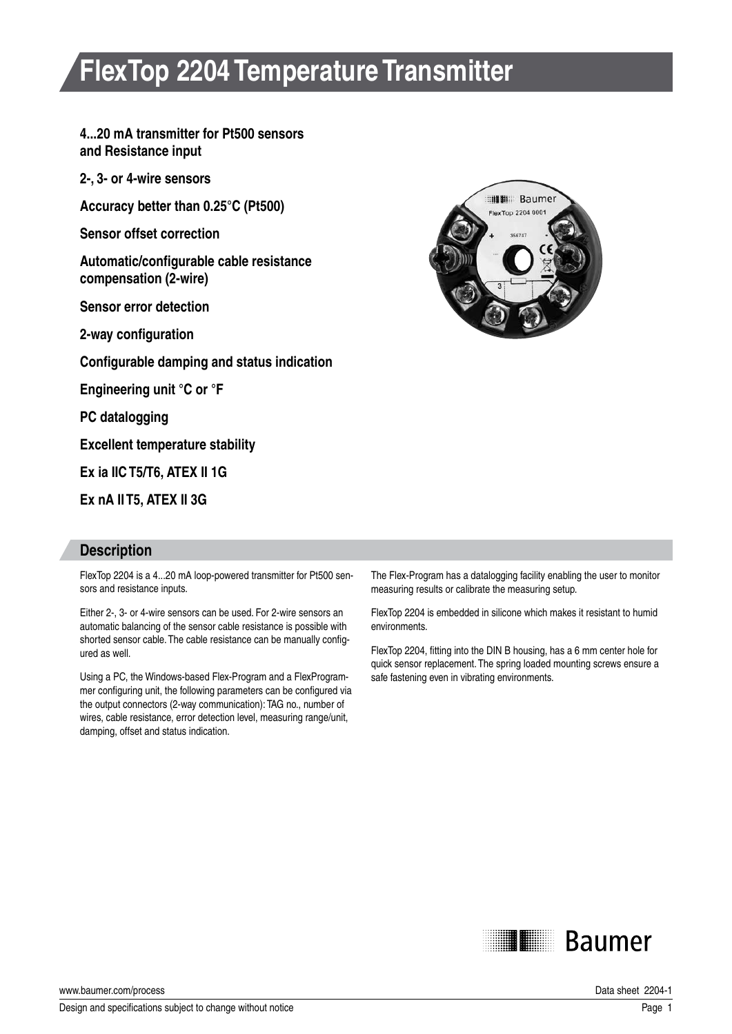# FlexTop 2204 Temperature Transmitter

**4...20 mA transmitter for Pt500 sensors and Resistance input**

**2-, 3- or 4-wire sensors**

**Accuracy better than 0.25°C (Pt500)**

**Sensor offset correction**

**Automatic/configurable cable resistance compensation (2-wire)**

**Sensor error detection**

**2-way configuration**

**Configurable damping and status indication**

**Engineering unit °C or °F**

**PC datalogging**

**Excellent temperature stability**

**Ex ia IIC T5/T6, ATEX II 1G**

**Ex nA II T5, ATEX II 3G**

## Description

FlexTop 2204 is a 4...20 mA loop-powered transmitter for Pt500 sensors and resistance inputs.

Either 2-, 3- or 4-wire sensors can be used. For 2-wire sensors an automatic balancing of the sensor cable resistance is possible with shorted sensor cable. The cable resistance can be manually configured as well.

Using a PC, the Windows-based Flex-Program and a FlexProgrammer configuring unit, the following parameters can be configured via the output connectors (2-way communication): TAG no., number of wires, cable resistance, error detection level, measuring range/unit, damping, offset and status indication.

The Flex-Program has a datalogging facility enabling the user to monitor measuring results or calibrate the measuring setup.

FlexTop 2204 is embedded in silicone which makes it resistant to humid environments.

FlexTop 2204, fitting into the DIN B housing, has a 6 mm center hole for quick sensor replacement. The spring loaded mounting screws ensure a safe fastening even in vibrating environments.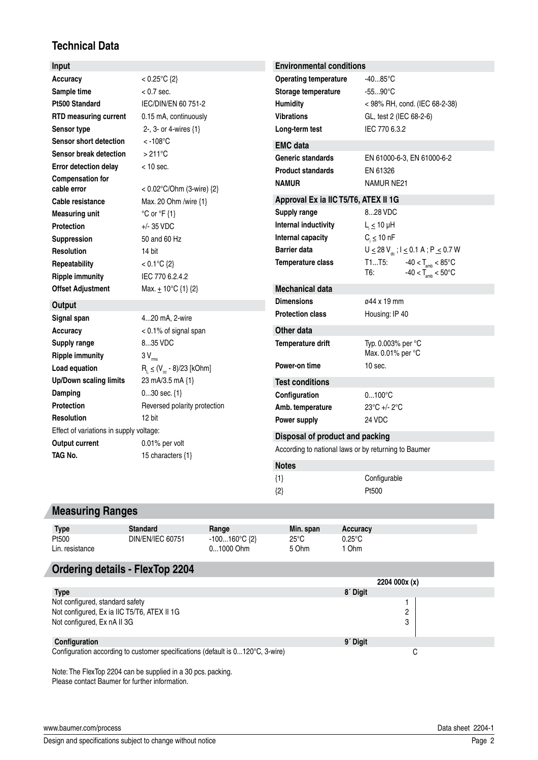## Technical Data

| Input | |
|---|---|
| **Accuracy** | < 0.25°C {2} |
| **Sample time** | < 0.7 sec. |
| **Pt500 Standard** | IEC/DIN/EN 60 751-2 |
| **RTD measuring current** | 0.15 mA, continuously |
| **Sensor type** | 2-, 3- or 4-wires {1} |
| **Sensor short detection** | < -108°C |
| **Sensor break detection** | > 211°C |
| **Error detection delay** | < 10 sec. |
| **Compensation for cable error** | < 0.02°C/Ohm (3-wire) {2} |
| **Cable resistance** | Max. 20 Ohm /wire {1} |
| **Measuring unit** | °C or °F {1} |
| **Protection** | +/- 35 VDC |
| **Suppression** | 50 and 60 Hz |
| **Resolution** | 14 bit |
| **Repeatability** | < 0.1°C {2} |
| **Ripple immunity** | IEC 770 6.2.4.2 |
| **Offset Adjustment** | Max. ± 10°C {1} {2} |

| Output | |
|---|---|
| **Signal span** | 4...20 mA, 2-wire |
| **Accuracy** | < 0.1% of signal span |
| **Supply range** | 8...35 VDC |
| **Ripple immunity** | 3 $V_{rms}$ |
| **Load equation** | $R_L \leq (V_{cc} - 8)/23$ [kOhm] |
| **Up/Down scaling limits** | 23 mA/3.5 mA {1} |
| **Damping** | 0...30 sec. {1} |
| **Protection** | Reversed polarity protection |
| **Resolution** | 12 bit |
| Effect of variations in supply voltage: | |
| **Output current** | 0.01% per volt |
| **TAG No.** | 15 characters {1} |

| Environmental conditions | |
|---|---|
| **Operating temperature** | -40...85°C |
| **Storage temperature** | -55...90°C |
| **Humidity** | < 98% RH, cond. (IEC 68-2-38) |
| **Vibrations** | GL, test 2 (IEC 68-2-6) |
| **Long-term test** | IEC 770 6.3.2 |

| EMC data | |
|---|---|
| **Generic standards** | EN 61000-6-3, EN 61000-6-2 |
| **Product standards** | EN 61326 |
| **NAMUR** | NAMUR NE21 |

| Approval Ex ia IIC T5/T6, ATEX II 1G | |
|---|---|
| **Supply range** | 8...28 VDC |
| **Internal inductivity** | $L_i \leq 10$ µH |
| **Internal capacity** | $C_i \leq 10$ nF |
| **Barrier data** | $U \leq 28\ V_{dc}$ ; $I \leq 0.1$ A ; $P \leq 0.7$ W |
| **Temperature class** | T1...T5: $-40 < T_{amb} < 85$°C<br>T6: $-40 < T_{amb} < 50$°C |

| Mechanical data | |
|---|---|
| **Dimensions** | ø44 x 19 mm |
| **Protection class** | Housing: IP 40 |

| Other data | |
|---|---|
| **Temperature drift** | Typ. 0.003% per °C<br>Max. 0.01% per °C |
| **Power-on time** | 10 sec. |

| Test conditions | |
|---|---|
| **Configuration** | 0...100°C |
| **Amb. temperature** | 23°C +/- 2°C |
| **Power supply** | 24 VDC |

**Disposal of product and packing**

According to national laws or by returning to Baumer

| Notes | |
|---|---|
| {1} | Configurable |
| {2} | Pt500 |

## Measuring Ranges

| Type | Standard | Range | Min. span | Accuracy |
|---|---|---|---|---|
| Pt500 | DIN/EN/IEC 60751 | -100...160°C {2} | 25°C | 0.25°C |
| Lin. resistance | | 0...1000 Ohm | 5 Ohm | 1 Ohm |

## Ordering details - FlexTop 2204

| | 2204 000x (x) |
|---|---|
| **Type** | **8´ Digit** |
| Not configured, standard safety | 1 |
| Not configured, Ex ia IIC T5/T6, ATEX II 1G | 2 |
| Not configured, Ex nA II 3G | 3 |
| **Configuration** | **9´ Digit** |
| Configuration according to customer specifications (default is 0...120°C, 3-wire) | C |

Note: The FlexTop 2204 can be supplied in a 30 pcs. packing.
Please contact Baumer for further information.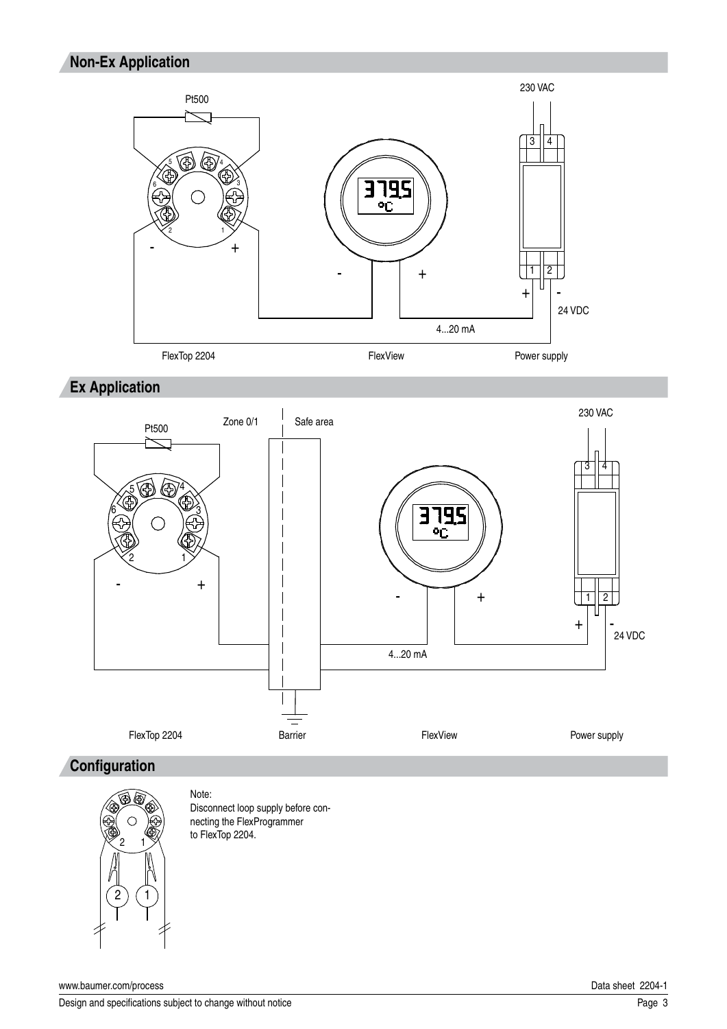## Non-Ex Application

Pt500

230 VAC

24 VDC

4...20 mA

FlexTop 2204

FlexView

Power supply

## Ex Application

Zone 0/1

Safe area

Pt500

230 VAC

24 VDC

4...20 mA

FlexTop 2204

Barrier

FlexView

Power supply

## Configuration

Note:
Disconnect loop supply before connecting the FlexProgrammer to FlexTop 2204.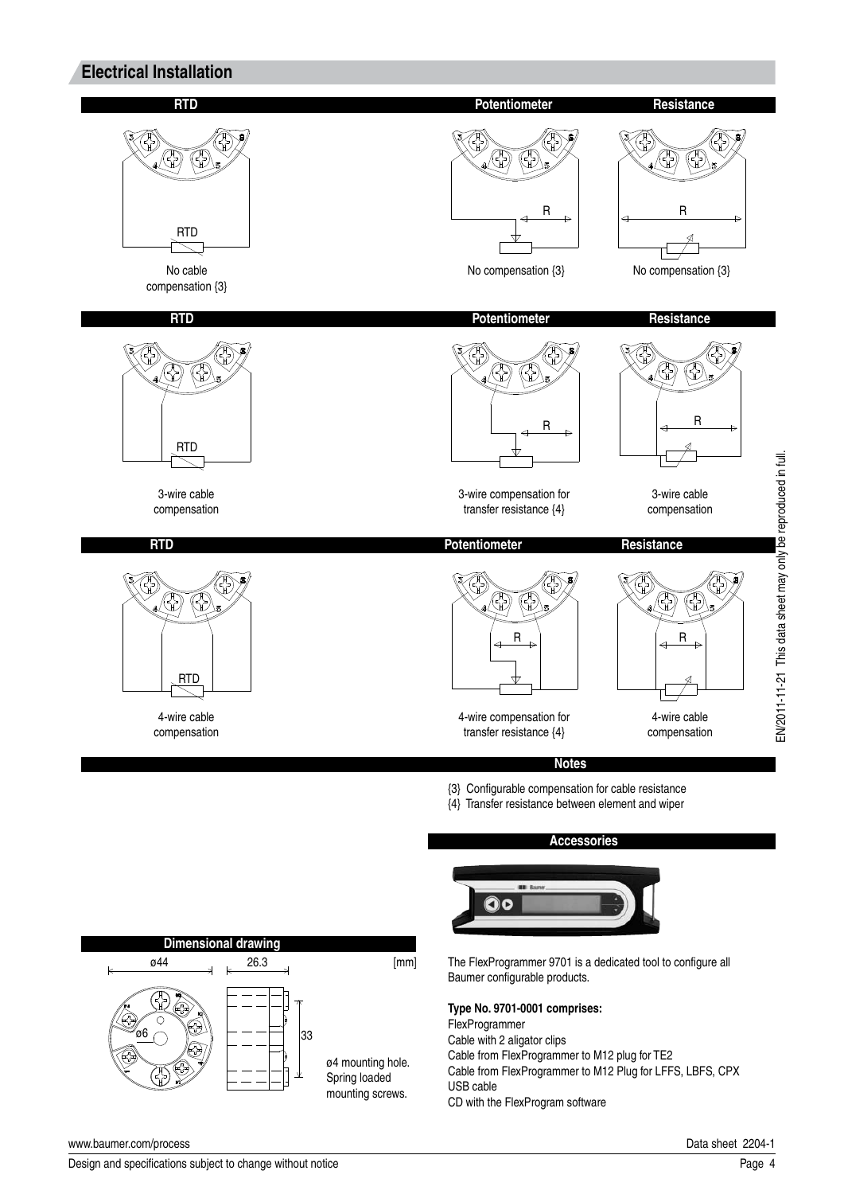## Electrical Installation

**RTD**

RTD

No cable compensation {3}

**Potentiometer**

R

No compensation {3}

**Resistance**

R

No compensation {3}

**RTD**

RTD

3-wire cable compensation

**Potentiometer**

R

3-wire compensation for transfer resistance {4}

**Resistance**

R

3-wire cable compensation

**RTD**

RTD

4-wire cable compensation

**Potentiometer**

R

4-wire compensation for transfer resistance {4}

**Resistance**

R

4-wire cable compensation

EN/2011-11-21 This data sheet may only be reproduced in full.

**Notes**

{3} Configurable compensation for cable resistance
{4} Transfer resistance between element and wiper

**Accessories**

The FlexProgrammer 9701 is a dedicated tool to configure all Baumer configurable products.

**Type No. 9701-0001 comprises:**
FlexProgrammer
Cable with 2 aligator clips
Cable from FlexProgrammer to M12 plug for TE2
Cable from FlexProgrammer to M12 Plug for LFFS, LBFS, CPX
USB cable
CD with the FlexProgram software

**Dimensional drawing**

ø44
26.3
[mm]
ø6
33

ø4 mounting hole. Spring loaded mounting screws.

www.baumer.com/process
Data sheet 2204-1
Design and specifications subject to change without notice